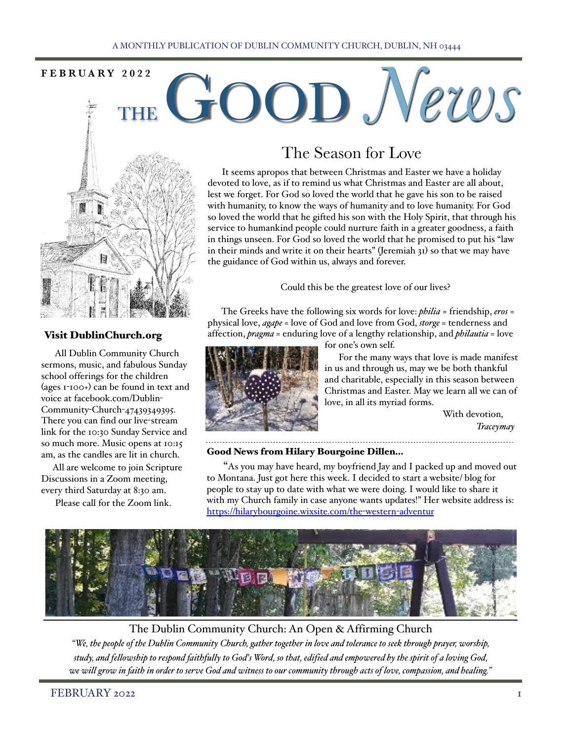A MONTHLY PUBLICATION OF DUBLIN COMMUNITY CHURCH, DUBLIN, NH 03444

**FEBRUARY 2022**

# THE GOOD *News*

## The Season for Love

It seems apropos that between Christmas and Easter we have a holiday devoted to love, as if to remind us what Christmas and Easter are all about, lest we forget. For God so loved the world that he gave his son to be raised with humanity, to know the ways of humanity and to love humanity. For God so loved the world that he gifted his son with the Holy Spirit, that through his service to humankind people could nurture faith in a greater goodness, a faith in things unseen. For God so loved the world that he promised to put his "law in their minds and write it on their hearts" (Jeremiah 31) so that we may have the guidance of God within us, always and forever.

Could this be the greatest love of our lives?

The Greeks have the following six words for love: ***philia*** = friendship, ***eros*** = physical love, ***agape*** = love of God and love from God, ***storge*** = tenderness and affection, ***pragma*** = enduring love of a lengthy relationship, and ***philautia*** = love for one's own self.

For the many ways that love is made manifest in us and through us, may we be both thankful and charitable, especially in this season between Christmas and Easter. May we learn all we can of love, in all its myriad forms.

With devotion,
*Traceymay*

### Visit DublinChurch.org

All Dublin Community Church sermons, music, and fabulous Sunday school offerings for the children (ages 1-100+) can be found in text and voice at facebook.com/Dublin-Community-Church-47439349395. There you can find our live-stream link for the 10:30 Sunday Service and so much more. Music opens at 10:15 am, as the candles are lit in church.

All are welcome to join Scripture Discussions in a Zoom meeting, every third Saturday at 8:30 am.

Please call for the Zoom link.

---

### Good News from Hilary Bourgoine Dillen...

"As you may have heard, my boyfriend Jay and I packed up and moved out to Montana. Just got here this week. I decided to start a website/ blog for people to stay up to date with what we were doing. I would like to share it with my Church family in case anyone wants updates!" Her website address is: https://hilarybourgoine.wixsite.com/the-western-adventur

---

The Dublin Community Church: An Open & Affirming Church

*"We, the people of the Dublin Community Church, gather together in love and tolerance to seek through prayer, worship, study, and fellowship to respond faithfully to God's Word, so that, edified and empowered by the spirit of a loving God, we will grow in faith in order to serve God and witness to our community through acts of love, compassion, and healing."*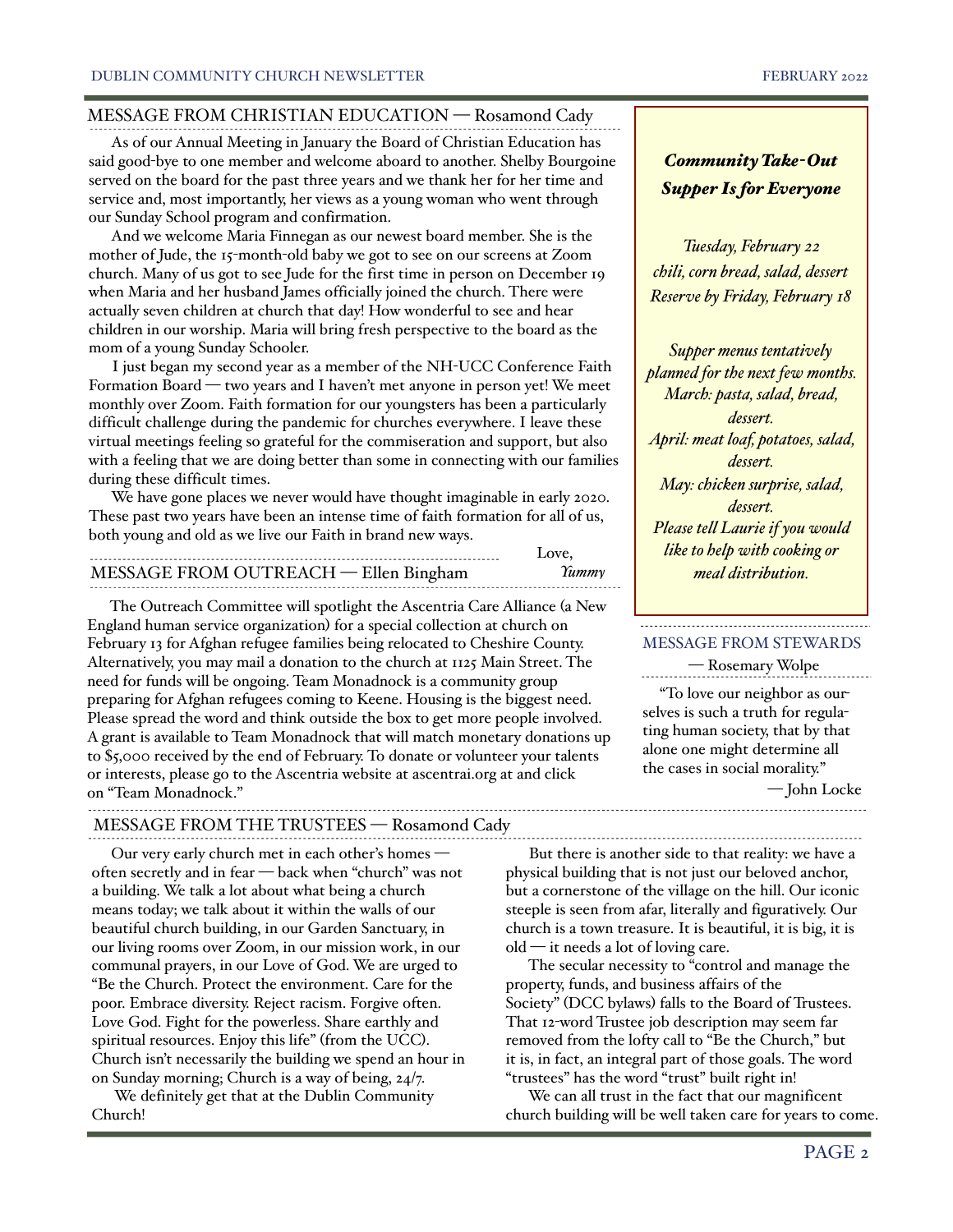## MESSAGE FROM CHRISTIAN EDUCATION — Rosamond Cady

As of our Annual Meeting in January the Board of Christian Education has said good-bye to one member and welcome aboard to another. Shelby Bourgoine served on the board for the past three years and we thank her for her time and service and, most importantly, her views as a young woman who went through our Sunday School program and confirmation.

And we welcome Maria Finnegan as our newest board member. She is the mother of Jude, the 15-month-old baby we got to see on our screens at Zoom church. Many of us got to see Jude for the first time in person on December 19 when Maria and her husband James officially joined the church. There were actually seven children at church that day! How wonderful to see and hear children in our worship. Maria will bring fresh perspective to the board as the mom of a young Sunday Schooler.

I just began my second year as a member of the NH-UCC Conference Faith Formation Board — two years and I haven't met anyone in person yet! We meet monthly over Zoom. Faith formation for our youngsters has been a particularly difficult challenge during the pandemic for churches everywhere. I leave these virtual meetings feeling so grateful for the commiseration and support, but also with a feeling that we are doing better than some in connecting with our families during these difficult times.

We have gone places we never would have thought imaginable in early 2020. These past two years have been an intense time of faith formation for all of us, both young and old as we live our Faith in brand new ways.

Love,
*Yummy*

## MESSAGE FROM OUTREACH — Ellen Bingham

The Outreach Committee will spotlight the Ascentria Care Alliance (a New England human service organization) for a special collection at church on February 13 for Afghan refugee families being relocated to Cheshire County. Alternatively, you may mail a donation to the church at 1125 Main Street. The need for funds will be ongoing. Team Monadnock is a community group preparing for Afghan refugees coming to Keene. Housing is the biggest need. Please spread the word and think outside the box to get more people involved. A grant is available to Team Monadnock that will match monetary donations up to $5,000 received by the end of February. To donate or volunteer your talents or interests, please go to the Ascentria website at ascentrai.org at and click on "Team Monadnock."

***Community Take-Out Supper Is for Everyone***

*Tuesday, February 22*
*chili, corn bread, salad, dessert*
*Reserve by Friday, February 18*

*Supper menus tentatively planned for the next few months.*
*March: pasta, salad, bread, dessert.*
*April: meat loaf, potatoes, salad, dessert.*
*May: chicken surprise, salad, dessert.*
*Please tell Laurie if you would like to help with cooking or meal distribution.*

## MESSAGE FROM STEWARDS — Rosemary Wolpe

"To love our neighbor as ourselves is such a truth for regulating human society, that by that alone one might determine all the cases in social morality."

— John Locke

## MESSAGE FROM THE TRUSTEES — Rosamond Cady

Our very early church met in each other's homes — often secretly and in fear — back when "church" was not a building. We talk a lot about what being a church means today; we talk about it within the walls of our beautiful church building, in our Garden Sanctuary, in our living rooms over Zoom, in our mission work, in our communal prayers, in our Love of God. We are urged to "Be the Church. Protect the environment. Care for the poor. Embrace diversity. Reject racism. Forgive often. Love God. Fight for the powerless. Share earthly and spiritual resources. Enjoy this life" (from the UCC). Church isn't necessarily the building we spend an hour in on Sunday morning; Church is a way of being, 24/7.

We definitely get that at the Dublin Community Church!

But there is another side to that reality: we have a physical building that is not just our beloved anchor, but a cornerstone of the village on the hill. Our iconic steeple is seen from afar, literally and figuratively. Our church is a town treasure. It is beautiful, it is big, it is old — it needs a lot of loving care.

The secular necessity to "control and manage the property, funds, and business affairs of the Society" (DCC bylaws) falls to the Board of Trustees. That 12-word Trustee job description may seem far removed from the lofty call to "Be the Church," but it is, in fact, an integral part of those goals. The word "trustees" has the word "trust" built right in!

We can all trust in the fact that our magnificent church building will be well taken care for years to come.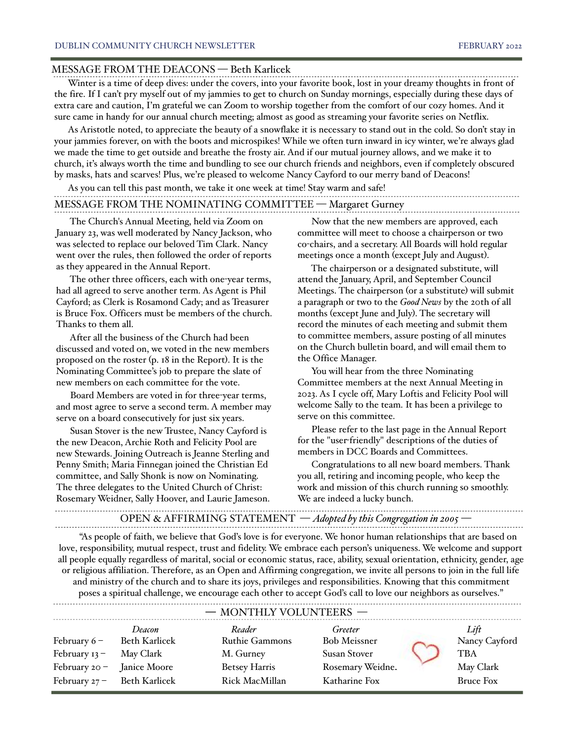## MESSAGE FROM THE DEACONS — Beth Karlicek

Winter is a time of deep dives: under the covers, into your favorite book, lost in your dreamy thoughts in front of the fire. If I can't pry myself out of my jammies to get to church on Sunday mornings, especially during these days of extra care and caution, I'm grateful we can Zoom to worship together from the comfort of our cozy homes. And it sure came in handy for our annual church meeting; almost as good as streaming your favorite series on Netflix.

As Aristotle noted, to appreciate the beauty of a snowflake it is necessary to stand out in the cold. So don't stay in your jammies forever, on with the boots and microspikes! While we often turn inward in icy winter, we're always glad we made the time to get outside and breathe the frosty air. And if our mutual journey allows, and we make it to church, it's always worth the time and bundling to see our church friends and neighbors, even if completely obscured by masks, hats and scarves! Plus, we're pleased to welcome Nancy Cayford to our merry band of Deacons!

As you can tell this past month, we take it one week at time! Stay warm and safe!

## MESSAGE FROM THE NOMINATING COMMITTEE — Margaret Gurney

The Church's Annual Meeting, held via Zoom on January 23, was well moderated by Nancy Jackson, who was selected to replace our beloved Tim Clark. Nancy went over the rules, then followed the order of reports as they appeared in the Annual Report.

The other three officers, each with one-year terms, had all agreed to serve another term. As Agent is Phil Cayford; as Clerk is Rosamond Cady; and as Treasurer is Bruce Fox. Officers must be members of the church. Thanks to them all.

After all the business of the Church had been discussed and voted on, we voted in the new members proposed on the roster (p. 18 in the Report). It is the Nominating Committee's job to prepare the slate of new members on each committee for the vote.

Board Members are voted in for three-year terms, and most agree to serve a second term. A member may serve on a board consecutively for just six years.

Susan Stover is the new Trustee, Nancy Cayford is the new Deacon, Archie Roth and Felicity Pool are new Stewards. Joining Outreach is Jeanne Sterling and Penny Smith; Maria Finnegan joined the Christian Ed committee, and Sally Shonk is now on Nominating. The three delegates to the United Church of Christ: Rosemary Weidner, Sally Hoover, and Laurie Jameson.

Now that the new members are approved, each committee will meet to choose a chairperson or two co-chairs, and a secretary. All Boards will hold regular meetings once a month (except July and August).

The chairperson or a designated substitute, will attend the January, April, and September Council Meetings. The chairperson (or a substitute) will submit a paragraph or two to the *Good News* by the 20th of all months (except June and July). The secretary will record the minutes of each meeting and submit them to committee members, assure posting of all minutes on the Church bulletin board, and will email them to the Office Manager.

You will hear from the three Nominating Committee members at the next Annual Meeting in 2023. As I cycle off, Mary Loftis and Felicity Pool will welcome Sally to the team. It has been a privilege to serve on this committee.

Please refer to the last page in the Annual Report for the "user-friendly" descriptions of the duties of members in DCC Boards and Committees.

Congratulations to all new board members. Thank you all, retiring and incoming people, who keep the work and mission of this church running so smoothly. We are indeed a lucky bunch.

## OPEN & AFFIRMING STATEMENT — *Adopted by this Congregation in 2005* —

"As people of faith, we believe that God's love is for everyone. We honor human relationships that are based on love, responsibility, mutual respect, trust and fidelity. We embrace each person's uniqueness. We welcome and support all people equally regardless of marital, social or economic status, race, ability, sexual orientation, ethnicity, gender, age or religious affiliation. Therefore, as an Open and Affirming congregation, we invite all persons to join in the full life and ministry of the church and to share its joys, privileges and responsibilities. Knowing that this commitment poses a spiritual challenge, we encourage each other to accept God's call to love our neighbors as ourselves."

## — MONTHLY VOLUNTEERS —

| | *Deacon* | *Reader* | *Greeter* | *Lift* |
|---|---|---|---|---|
| February 6 – | Beth Karlicek | Ruthie Gammons | Bob Meissner | Nancy Cayford |
| February 13 – | May Clark | M. Gurney | Susan Stover | TBA |
| February 20 – | Janice Moore | Betsey Harris | Rosemary Weidner | May Clark |
| February 27 – | Beth Karlicek | Rick MacMillan | Katharine Fox | Bruce Fox |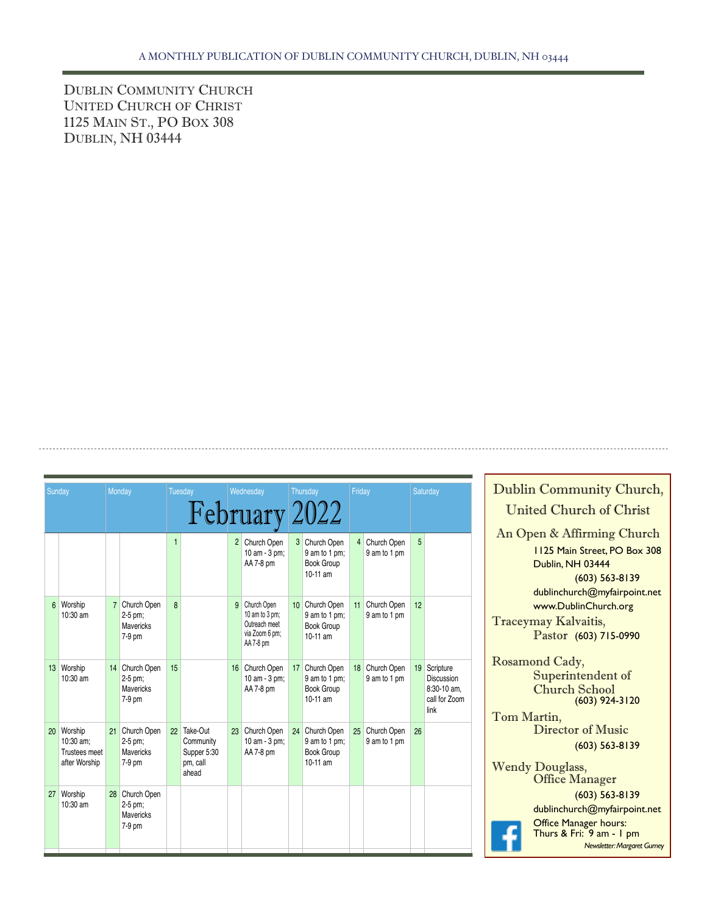DUBLIN COMMUNITY CHURCH
UNITED CHURCH OF CHRIST
1125 MAIN ST., PO BOX 308
DUBLIN, NH 03444

## February 2022

| Sunday | Monday | Tuesday | Wednesday | Thursday | Friday | Saturday |
|---|---|---|---|---|---|---|
| | | 1 | 2 Church Open 10 am - 3 pm; AA 7-8 pm | 3 Church Open 9 am to 1 pm; Book Group 10-11 am | 4 Church Open 9 am to 1 pm | 5 |
| 6 Worship 10:30 am | 7 Church Open 2-5 pm; Mavericks 7-9 pm | 8 | 9 Church Open 10 am to 3 pm; Outreach meet via Zoom 6 pm; AA 7-8 pm | 10 Church Open 9 am to 1 pm; Book Group 10-11 am | 11 Church Open 9 am to 1 pm | 12 |
| 13 Worship 10:30 am | 14 Church Open 2-5 pm; Mavericks 7-9 pm | 15 | 16 Church Open 10 am - 3 pm; AA 7-8 pm | 17 Church Open 9 am to 1 pm; Book Group 10-11 am | 18 Church Open 9 am to 1 pm | 19 Scripture Discussion 8:30-10 am, call for Zoom link |
| 20 Worship 10:30 am; Trustees meet after Worship | 21 Church Open 2-5 pm; Mavericks 7-9 pm | 22 Take-Out Community Supper 5:30 pm, call ahead | 23 Church Open 10 am - 3 pm; AA 7-8 pm | 24 Church Open 9 am to 1 pm; Book Group 10-11 am | 25 Church Open 9 am to 1 pm | 26 |
| 27 Worship 10:30 am | 28 Church Open 2-5 pm; Mavericks 7-9 pm | | | | | |

**Dublin Community Church, United Church of Christ**

An Open & Affirming Church

1125 Main Street, PO Box 308
Dublin, NH 03444
(603) 563-8139
dublinchurch@myfairpoint.net
www.DublinChurch.org

Traceymay Kalvaitis,
Pastor (603) 715-0990

Rosamond Cady,
Superintendent of Church School
(603) 924-3120

Tom Martin,
Director of Music
(603) 563-8139

Wendy Douglass,
Office Manager
(603) 563-8139
dublinchurch@myfairpoint.net
Office Manager hours:
Thurs & Fri: 9 am - 1 pm

*Newsletter: Margaret Gurney*